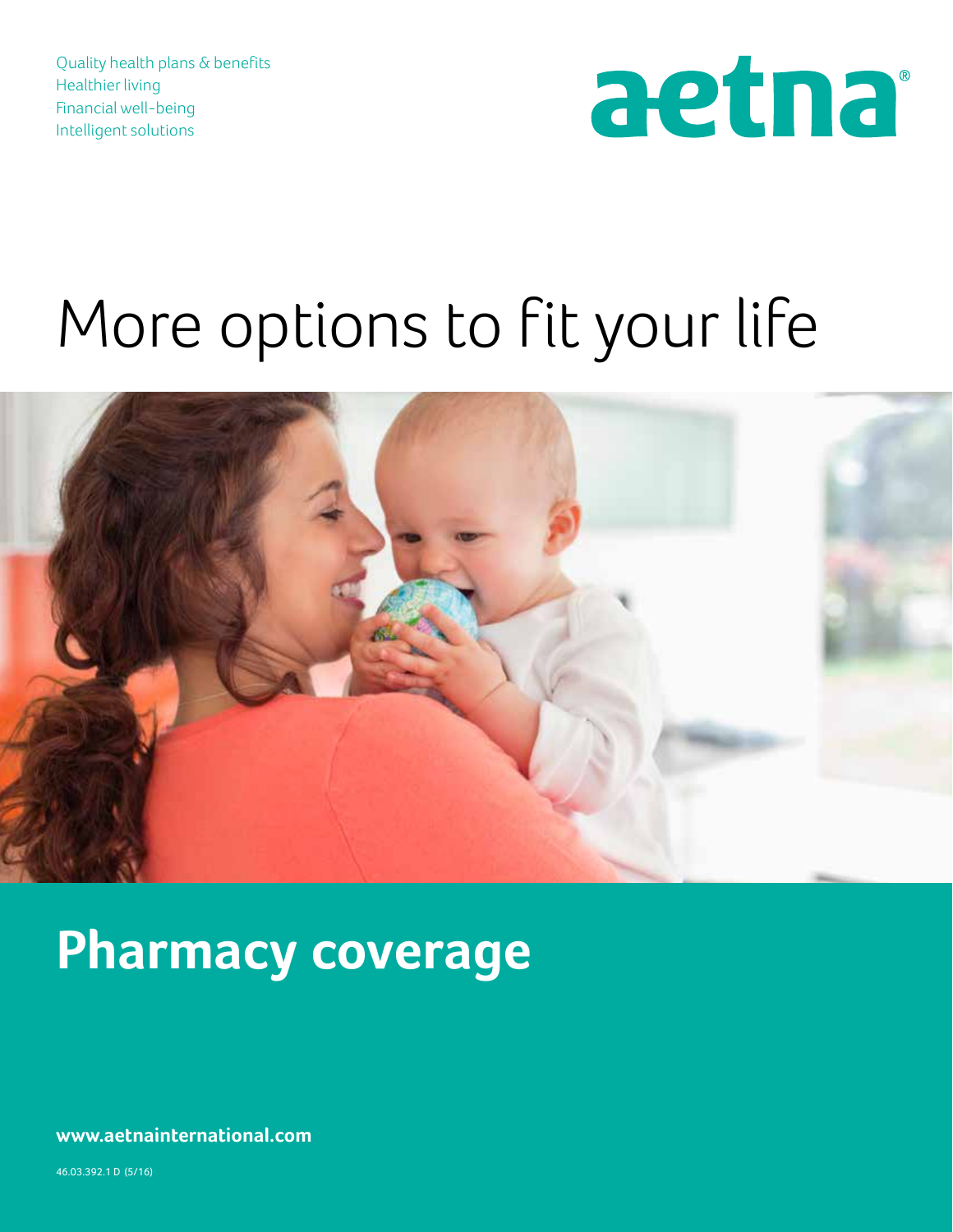Quality health plans & benefits
Healthier living
Financial well-being
Intelligent solutions

aetna®

# More options to fit your life

# Pharmacy coverage

**www.aetnainternational.com**

46.03.392.1 D (5/16)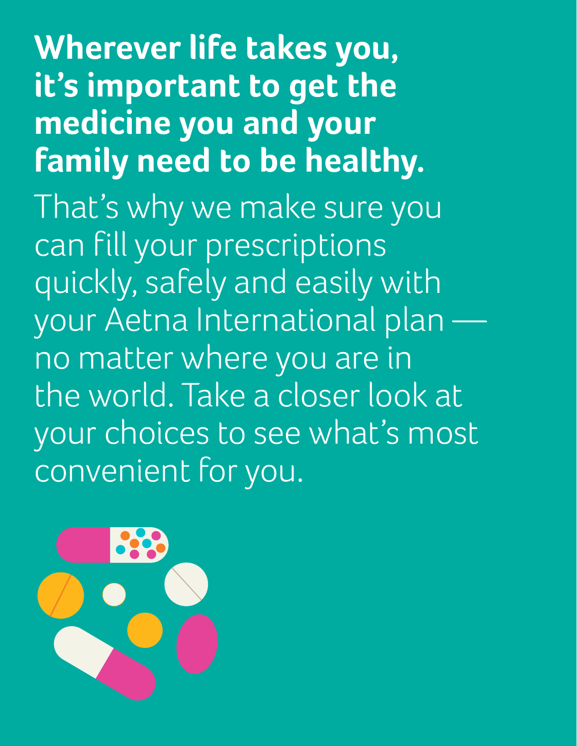**Wherever life takes you, it's important to get the medicine you and your family need to be healthy.**

That's why we make sure you can fill your prescriptions quickly, safely and easily with your Aetna International plan — no matter where you are in the world. Take a closer look at your choices to see what's most convenient for you.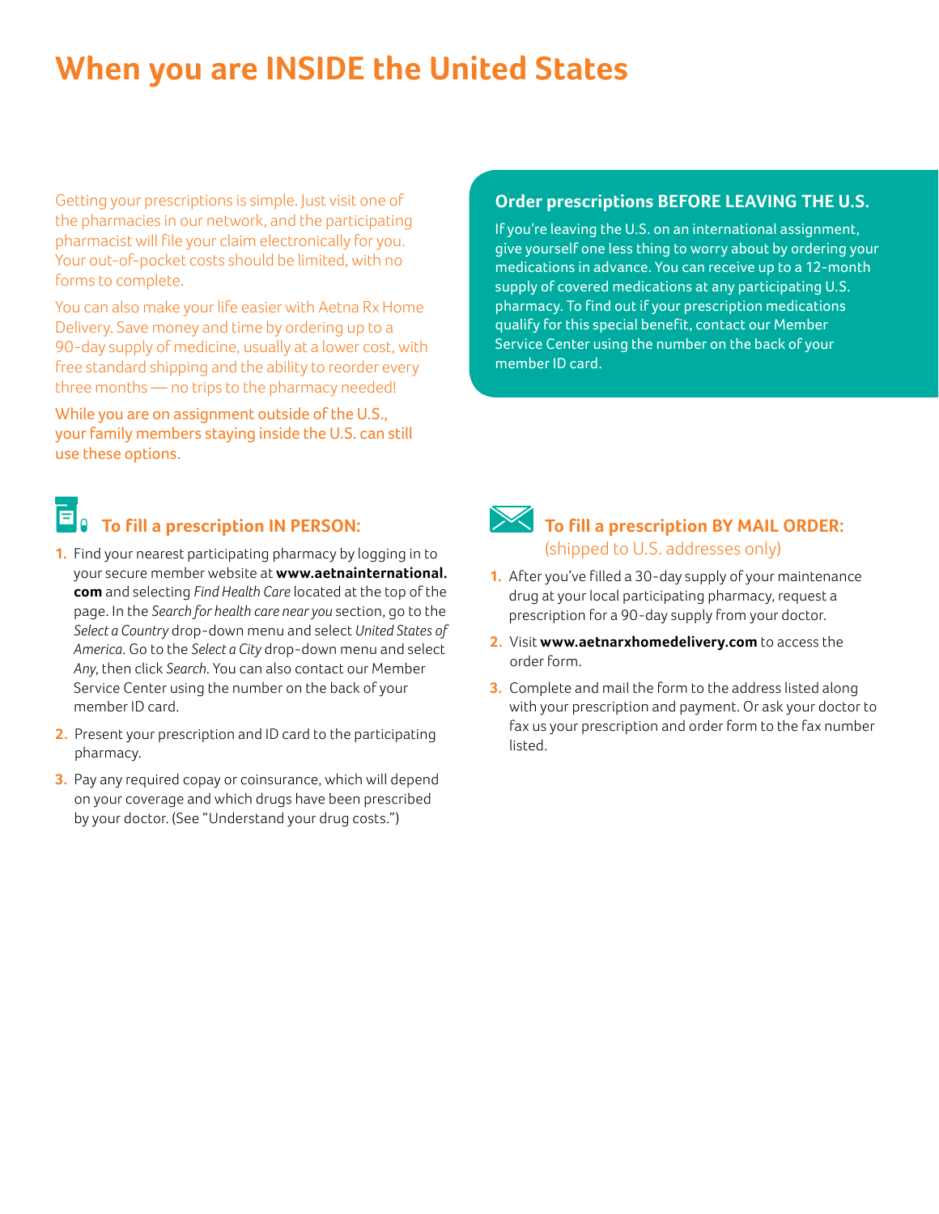# When you are INSIDE the United States

Getting your prescriptions is simple. Just visit one of the pharmacies in our network, and the participating pharmacist will file your claim electronically for you. Your out-of-pocket costs should be limited, with no forms to complete.

You can also make your life easier with Aetna Rx Home Delivery. Save money and time by ordering up to a 90-day supply of medicine, usually at a lower cost, with free standard shipping and the ability to reorder every three months — no trips to the pharmacy needed!

While you are on assignment outside of the U.S., your family members staying inside the U.S. can still use these options.

## Order prescriptions BEFORE LEAVING THE U.S.

If you're leaving the U.S. on an international assignment, give yourself one less thing to worry about by ordering your medications in advance. You can receive up to a 12-month supply of covered medications at any participating U.S. pharmacy. To find out if your prescription medications qualify for this special benefit, contact our Member Service Center using the number on the back of your member ID card.

## To fill a prescription IN PERSON:

1. Find your nearest participating pharmacy by logging in to your secure member website at **www.aetnainternational.com** and selecting *Find Health Care* located at the top of the page. In the *Search for health care near you* section, go to the *Select a Country* drop-down menu and select *United States of America*. Go to the *Select a City* drop-down menu and select *Any*, then click *Search*. You can also contact our Member Service Center using the number on the back of your member ID card.
2. Present your prescription and ID card to the participating pharmacy.
3. Pay any required copay or coinsurance, which will depend on your coverage and which drugs have been prescribed by your doctor. (See "Understand your drug costs.")

## To fill a prescription BY MAIL ORDER:

(shipped to U.S. addresses only)

1. After you've filled a 30-day supply of your maintenance drug at your local participating pharmacy, request a prescription for a 90-day supply from your doctor.
2. Visit **www.aetnarxhomedelivery.com** to access the order form.
3. Complete and mail the form to the address listed along with your prescription and payment. Or ask your doctor to fax us your prescription and order form to the fax number listed.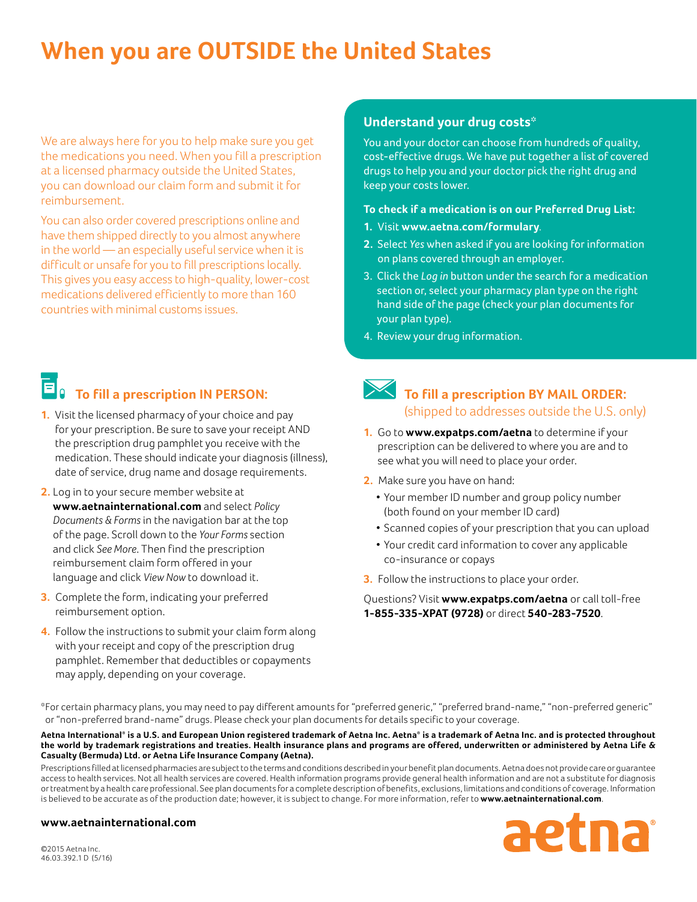# When you are OUTSIDE the United States

We are always here for you to help make sure you get the medications you need. When you fill a prescription at a licensed pharmacy outside the United States, you can download our claim form and submit it for reimbursement.

You can also order covered prescriptions online and have them shipped directly to you almost anywhere in the world — an especially useful service when it is difficult or unsafe for you to fill prescriptions locally. This gives you easy access to high-quality, lower-cost medications delivered efficiently to more than 160 countries with minimal customs issues.

## Understand your drug costs*

You and your doctor can choose from hundreds of quality, cost-effective drugs. We have put together a list of covered drugs to help you and your doctor pick the right drug and keep your costs lower.

**To check if a medication is on our Preferred Drug List:**

1. Visit **www.aetna.com/formulary**.
2. Select *Yes* when asked if you are looking for information on plans covered through an employer.
3. Click the *Log in* button under the search for a medication section or, select your pharmacy plan type on the right hand side of the page (check your plan documents for your plan type).
4. Review your drug information.

## To fill a prescription IN PERSON:

1. Visit the licensed pharmacy of your choice and pay for your prescription. Be sure to save your receipt AND the prescription drug pamphlet you receive with the medication. These should indicate your diagnosis (illness), date of service, drug name and dosage requirements.
2. Log in to your secure member website at **www.aetnainternational.com** and select *Policy Documents & Forms* in the navigation bar at the top of the page. Scroll down to the *Your Forms* section and click *See More*. Then find the prescription reimbursement claim form offered in your language and click *View Now* to download it.
3. Complete the form, indicating your preferred reimbursement option.
4. Follow the instructions to submit your claim form along with your receipt and copy of the prescription drug pamphlet. Remember that deductibles or copayments may apply, depending on your coverage.

## To fill a prescription BY MAIL ORDER:

(shipped to addresses outside the U.S. only)

1. Go to **www.expatps.com/aetna** to determine if your prescription can be delivered to where you are and to see what you will need to place your order.
2. Make sure you have on hand:
   - Your member ID number and group policy number (both found on your member ID card)
   - Scanned copies of your prescription that you can upload
   - Your credit card information to cover any applicable co-insurance or copays
3. Follow the instructions to place your order.

Questions? Visit **www.expatps.com/aetna** or call toll-free **1-855-335-XPAT (9728)** or direct **540-283-7520**.

*For certain pharmacy plans, you may need to pay different amounts for "preferred generic," "preferred brand-name," "non-preferred generic" or "non-preferred brand-name" drugs. Please check your plan documents for details specific to your coverage.

**Aetna International® is a U.S. and European Union registered trademark of Aetna Inc. Aetna® is a trademark of Aetna Inc. and is protected throughout the world by trademark registrations and treaties. Health insurance plans and programs are offered, underwritten or administered by Aetna Life & Casualty (Bermuda) Ltd. or Aetna Life Insurance Company (Aetna).**

Prescriptions filled at licensed pharmacies are subject to the terms and conditions described in your benefit plan documents. Aetna does not provide care or guarantee access to health services. Not all health services are covered. Health information programs provide general health information and are not a substitute for diagnosis or treatment by a health care professional. See plan documents for a complete description of benefits, exclusions, limitations and conditions of coverage. Information is believed to be accurate as of the production date; however, it is subject to change. For more information, refer to **www.aetnainternational.com**.

**www.aetnainternational.com**

aetna®

©2015 Aetna Inc.
46.03.392.1 D (5/16)